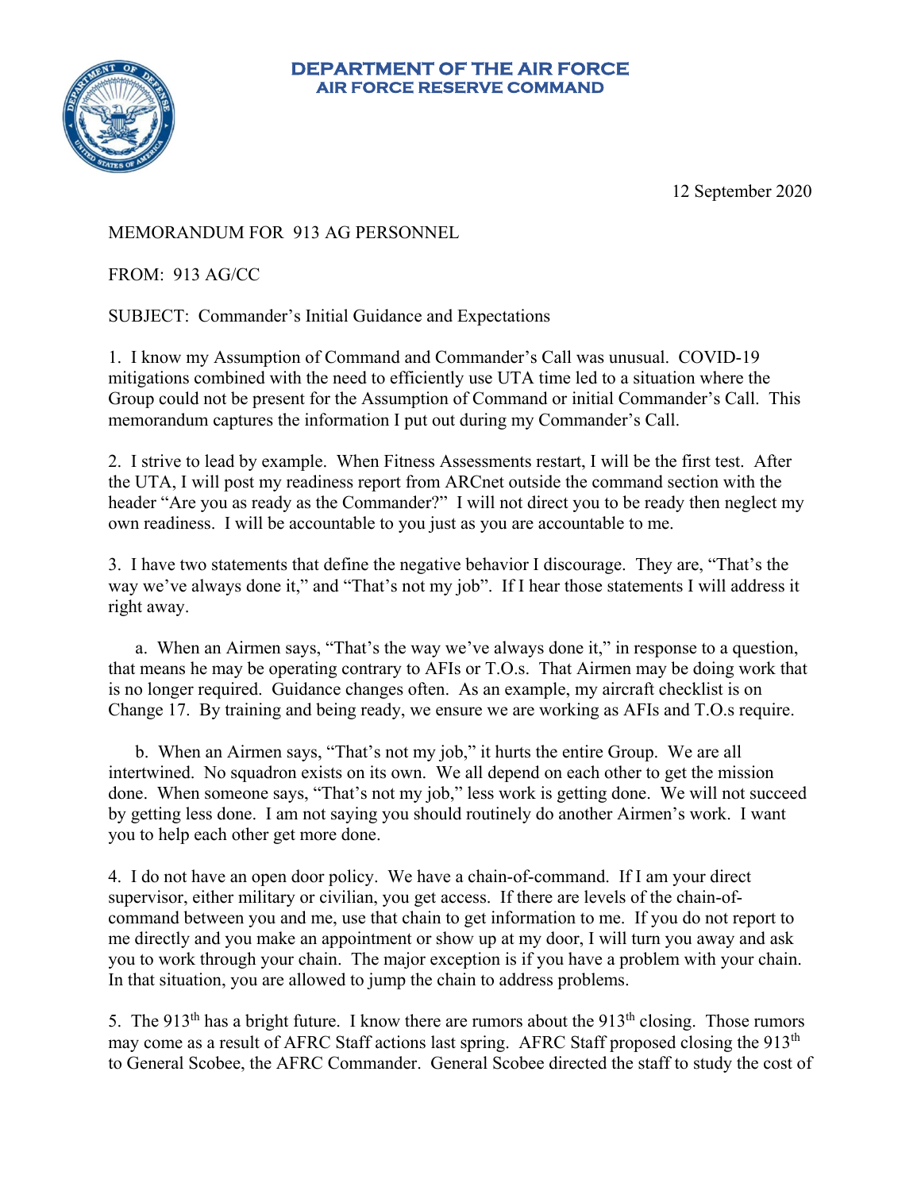**DEPARTMENT OF THE AIR FORCE**
**AIR FORCE RESERVE COMMAND**

12 September 2020

MEMORANDUM FOR 913 AG PERSONNEL

FROM: 913 AG/CC

SUBJECT: Commander's Initial Guidance and Expectations

1. I know my Assumption of Command and Commander's Call was unusual. COVID-19 mitigations combined with the need to efficiently use UTA time led to a situation where the Group could not be present for the Assumption of Command or initial Commander's Call. This memorandum captures the information I put out during my Commander's Call.

2. I strive to lead by example. When Fitness Assessments restart, I will be the first test. After the UTA, I will post my readiness report from ARCnet outside the command section with the header "Are you as ready as the Commander?" I will not direct you to be ready then neglect my own readiness. I will be accountable to you just as you are accountable to me.

3. I have two statements that define the negative behavior I discourage. They are, "That's the way we've always done it," and "That's not my job". If I hear those statements I will address it right away.

   a. When an Airmen says, "That's the way we've always done it," in response to a question, that means he may be operating contrary to AFIs or T.O.s. That Airmen may be doing work that is no longer required. Guidance changes often. As an example, my aircraft checklist is on Change 17. By training and being ready, we ensure we are working as AFIs and T.O.s require.

   b. When an Airmen says, "That's not my job," it hurts the entire Group. We are all intertwined. No squadron exists on its own. We all depend on each other to get the mission done. When someone says, "That's not my job," less work is getting done. We will not succeed by getting less done. I am not saying you should routinely do another Airmen's work. I want you to help each other get more done.

4. I do not have an open door policy. We have a chain-of-command. If I am your direct supervisor, either military or civilian, you get access. If there are levels of the chain-of-command between you and me, use that chain to get information to me. If you do not report to me directly and you make an appointment or show up at my door, I will turn you away and ask you to work through your chain. The major exception is if you have a problem with your chain. In that situation, you are allowed to jump the chain to address problems.

5. The 913th has a bright future. I know there are rumors about the 913th closing. Those rumors may come as a result of AFRC Staff actions last spring. AFRC Staff proposed closing the 913th to General Scobee, the AFRC Commander. General Scobee directed the staff to study the cost of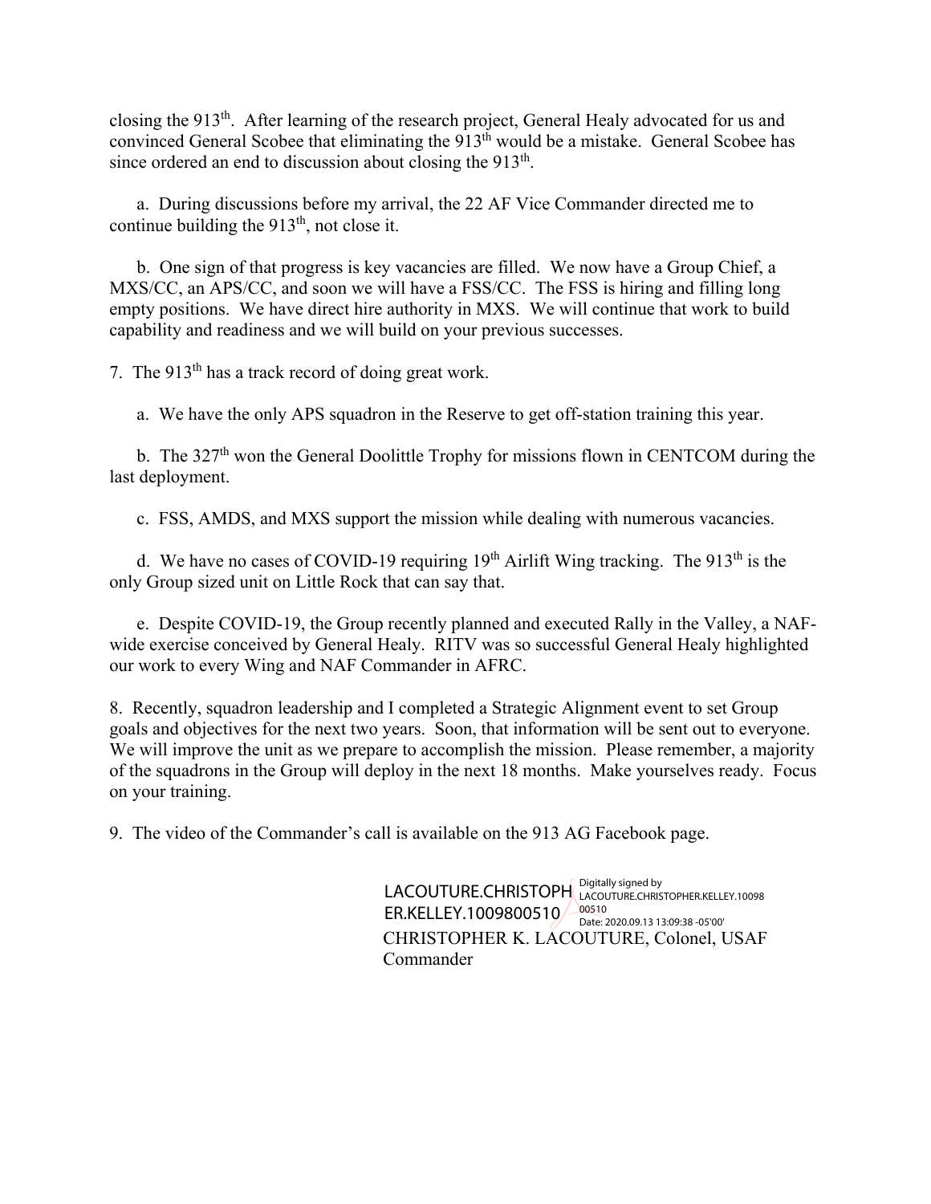closing the 913th. After learning of the research project, General Healy advocated for us and convinced General Scobee that eliminating the 913th would be a mistake. General Scobee has since ordered an end to discussion about closing the 913th.

a. During discussions before my arrival, the 22 AF Vice Commander directed me to continue building the 913th, not close it.

b. One sign of that progress is key vacancies are filled. We now have a Group Chief, a MXS/CC, an APS/CC, and soon we will have a FSS/CC. The FSS is hiring and filling long empty positions. We have direct hire authority in MXS. We will continue that work to build capability and readiness and we will build on your previous successes.

7. The 913th has a track record of doing great work.

a. We have the only APS squadron in the Reserve to get off-station training this year.

b. The 327th won the General Doolittle Trophy for missions flown in CENTCOM during the last deployment.

c. FSS, AMDS, and MXS support the mission while dealing with numerous vacancies.

d. We have no cases of COVID-19 requiring 19th Airlift Wing tracking. The 913th is the only Group sized unit on Little Rock that can say that.

e. Despite COVID-19, the Group recently planned and executed Rally in the Valley, a NAF-wide exercise conceived by General Healy. RITV was so successful General Healy highlighted our work to every Wing and NAF Commander in AFRC.

8. Recently, squadron leadership and I completed a Strategic Alignment event to set Group goals and objectives for the next two years. Soon, that information will be sent out to everyone. We will improve the unit as we prepare to accomplish the mission. Please remember, a majority of the squadrons in the Group will deploy in the next 18 months. Make yourselves ready. Focus on your training.

9. The video of the Commander's call is available on the 913 AG Facebook page.

LACOUTURE.CHRISTOPHER.KELLEY.1009800510

Digitally signed by LACOUTURE.CHRISTOPHER.KELLEY.1009800510
Date: 2020.09.13 13:09:38 -05'00'

CHRISTOPHER K. LACOUTURE, Colonel, USAF
Commander